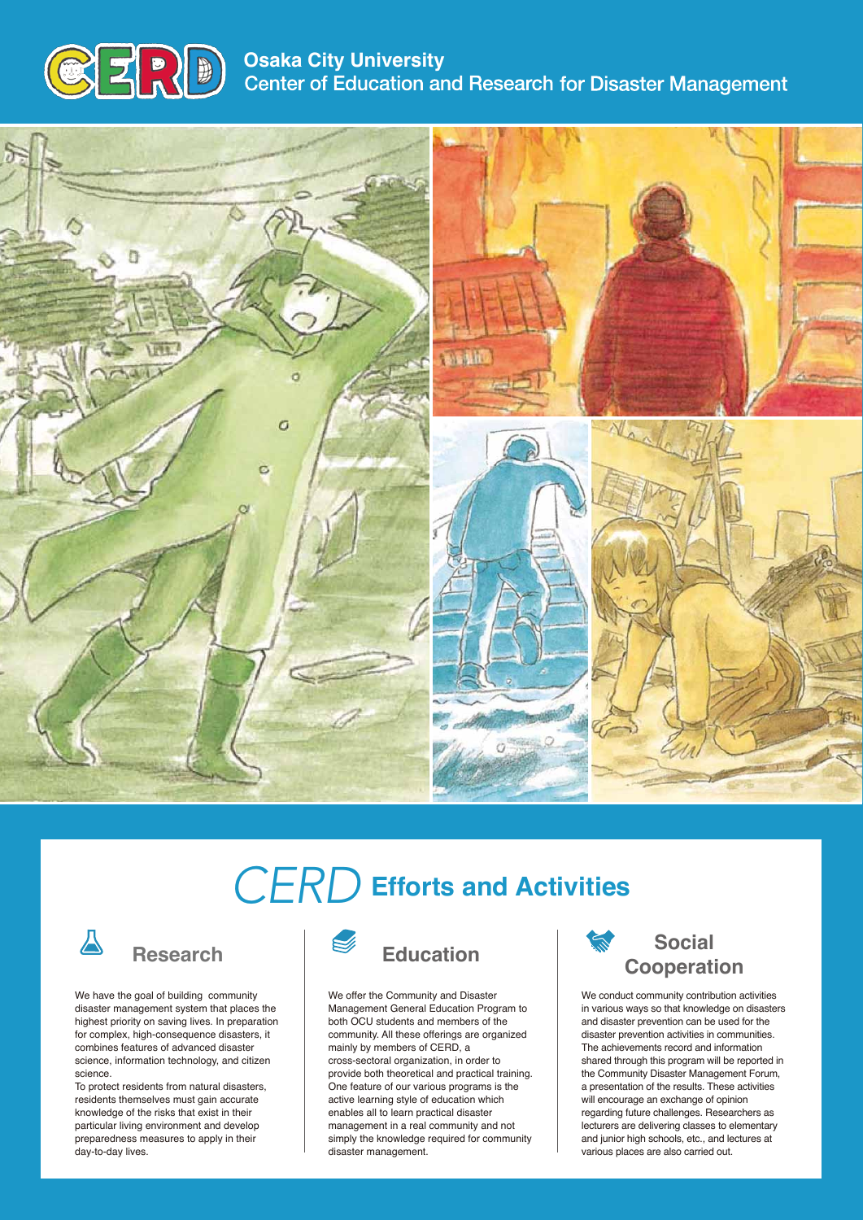# CERD Osaka City University Center of Education and Research for Disaster Management

## CERD Efforts and Activities

### Research

We have the goal of building community disaster management system that places the highest priority on saving lives. In preparation for complex, high-consequence disasters, it combines features of advanced disaster science, information technology, and citizen science.

To protect residents from natural disasters, residents themselves must gain accurate knowledge of the risks that exist in their particular living environment and develop preparedness measures to apply in their day-to-day lives.

### Education

We offer the Community and Disaster Management General Education Program to both OCU students and members of the community. All these offerings are organized mainly by members of CERD, a cross-sectoral organization, in order to provide both theoretical and practical training. One feature of our various programs is the active learning style of education which enables all to learn practical disaster management in a real community and not simply the knowledge required for community disaster management.

### Social Cooperation

We conduct community contribution activities in various ways so that knowledge on disasters and disaster prevention can be used for the disaster prevention activities in communities. The achievements record and information shared through this program will be reported in the Community Disaster Management Forum, a presentation of the results. These activities will encourage an exchange of opinion regarding future challenges. Researchers as lecturers are delivering classes to elementary and junior high schools, etc., and lectures at various places are also carried out.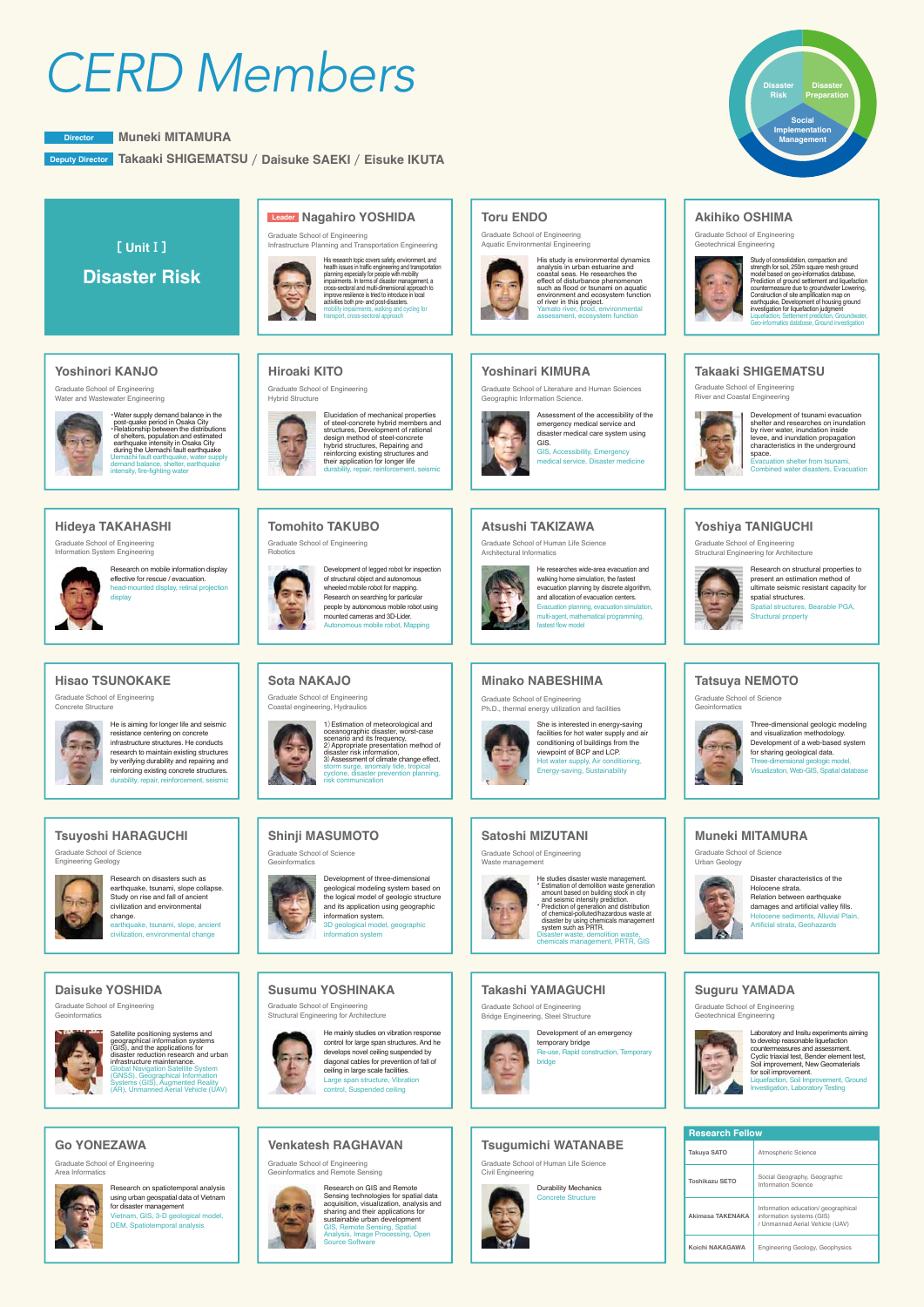# CERD Members

Disaster Risk / Disaster Preparation / Social Implementation Management

**Director** Muneki MITAMURA

**Deputy Director** Takaaki SHIGEMATSU / Daisuke SAEKI / Eisuke IKUTA

## [ Unit I ] Disaster Risk

### Leader Nagahiro YOSHIDA

Graduate School of Engineering
Infrastructure Planning and Transportation Engineering

His research topic covers safety, environment, and health issues in traffic engineering and transportation planning especially for people with mobility impairments. In terms of disaster management, a cross-sectoral and multi-dimensional approach to improve resilience is tried to introduce in local activities both pre- and post-disasters.
mobility impairments, walking and cycling for transport, cross-sectoral approach

### Toru ENDO

Graduate School of Engineering
Aquatic Environmental Engineering

His study is environmental dynamics analysis in urban estuarine and coastal seas. He researches the effect of disturbance phenomenon such as flood or tsunami on aquatic environment and ecosystem function of river in this project.
Yamato river, flood, environmental assessment, ecosystem function

### Akihiko OSHIMA

Graduate School of Engineering
Geotechnical Engineering

Study of consolidation, compaction and strength for soil, 250m square mesh ground model based on geo-informatics database, Prediction of ground settlement and liquefaction countermeasure due to groundwater Lowering, Construction of site amplification map on earthquake, Development of housing ground investigation for liquefaction judgment
Liquefaction, Settlement prediction, Groundwater, Geo-informatics database, Ground investigation

### Yoshinori KANJO

Graduate School of Engineering
Water and Wastewater Engineering

- Water supply demand balance in the post-quake period in Osaka City
- Relationship between the distributions of shelters, population and estimated earthquake intensity in Osaka City during the Uemachi fault earthquake

Uemachi fault earthquake, water supply demand balance, shelter, earthquake intensity, fire-fighting water

### Hiroaki KITO

Graduate School of Engineering
Hybrid Structure

Elucidation of mechanical properties of steel-concrete hybrid members and structures, Development of rational design method of steel-concrete hybrid structures, Repairing and reinforcing existing structures and their application for longer life
durability, repair, reinforcement, seismic

### Yoshinari KIMURA

Graduate School of Literature and Human Sciences
Geographic Information Science.

Assessment of the accessibility of the emergency medical service and disaster medical care system using GIS.
GIS, Accessibility, Emergency medical service, Disaster medicine

### Takaaki SHIGEMATSU

Graduate School of Engineering
River and Coastal Engineering

Development of tsunami evacuation shelter and researches on inundation by river water, inundation inside levee, and inundation propagation characteristics in the underground space.
Evacuation shelter from tsunami, Combined water disasters, Evacuation

### Hideya TAKAHASHI

Graduate School of Engineering
Information System Engineering

Research on mobile information display effective for rescue / evacuation.
head-mounted display, retinal projection display

### Tomohito TAKUBO

Graduate School of Engineering
Robotics

Development of legged robot for inspection of structural object and autonomous wheeled mobile robot for mapping. Research on searching for particular people by autonomous mobile robot using mounted cameras and 3D-Lider.
Autonomous mobile robot, Mapping

### Atsushi TAKIZAWA

Graduate School of Human Life Science
Architectural Informatics

He researches wide-area evacuation and walking home simulation, the fastest evacuation planning by discrete algorithm, and allocation of evacuation centers.
Evacuation planning, evacuation simulation, multi-agent, mathematical programming, fastest flow model

### Yoshiya TANIGUCHI

Graduate School of Engineering
Structural Engineering for Architecture

Research on structural properties to present an estimation method of ultimate seismic resistant capacity for spatial structures.
Spatial structures, Bearable PGA, Structural property

### Hisao TSUNOKAKE

Graduate School of Engineering
Concrete Structure

He is aiming for longer life and seismic resistance centering on concrete infrastructure structures. He conducts research to maintain existing structures by verifying durability and repairing and reinforcing existing concrete structures.
durability, repair, reinforcement, seismic

### Sota NAKAJO

Graduate School of Engineering
Coastal engineering, Hydraulics

1) Estimation of meteorological and oceanographic disaster, worst-case scenario and its frequency,
2) Appropriate presentation method of disaster risk information,
3) Assessment of climate change effect.
storm surge, anomaly tide, tropical cyclone, disaster prevention planning, risk communication

### Minako NABESHIMA

Graduate School of Engineering
Ph.D., thermal energy utilization and facilities

She is interested in energy-saving facilities for hot water supply and air conditioning of buildings from the viewpoint of BCP and LCP.
Hot water supply, Air conditioning, Energy-saving, Sustainability

### Tatsuya NEMOTO

Graduate School of Science
Geoinformatics

Three-dimensional geologic modeling and visualization methodology. Development of a web-based system for sharing geological data.
Three-dimensional geologic model, Visualization, Web-GIS, Spatial database

### Tsuyoshi HARAGUCHI

Graduate School of Science
Engineering Geology

Research on disasters such as earthquake, tsunami, slope collapse. Study on rise and fall of ancient civilization and environmental change.
earthquake, tsunami, slope, ancient civilization, environmental change

### Shinji MASUMOTO

Graduate School of Science
Geoinformatics

Development of three-dimensional geological modeling system based on the logical model of geologic structure and its application using geographic information system.
3D geological model, geographic information system

### Satoshi MIZUTANI

Graduate School of Engineering
Waste management

He studies disaster waste management.
- Estimation of demolition waste generation amount based on building stock in city and seismic intensity prediction.
- Prediction of generation and distribution of chemicals-polluted/hazardous waste at disaster by using chemicals management system such as PRTR.

Disaster waste, demolition waste, chemicals management, PRTR, GIS

### Muneki MITAMURA

Graduate School of Science
Urban Geology

Disaster characteristics of the Holocene strata.
Relation between earthquake damages and artificial valley fills.
Holocene sediments, Alluvial Plain, Artificial strata, Geohazards

### Daisuke YOSHIDA

Graduate School of Engineering
Geoinformatics

Satellite positioning systems and geographical information systems (GIS), and the applications for disaster reduction research and urban infrastructure maintenance.
Global Navigation Satellite System (GNSS), Geographical Information Systems (GIS), Augmented Reality (AR), Unmanned Aerial Vehicle (UAV)

### Susumu YOSHINAKA

Graduate School of Engineering
Structural Engineering for Architecture

He mainly studies on vibration response control for large span structures. And he develops novel ceiling suspended by diagonal cables for prevention of fall of ceiling in large scale facilities.
Large span structure, Vibration control, Suspended ceiling

### Takashi YAMAGUCHI

Graduate School of Engineering
Bridge Engineering, Steel Structure

Development of an emergency temporary bridge
Re-use, Rapid construction, Temporary bridge

### Suguru YAMADA

Graduate School of Engineering
Geotechnical Engineering

Laboratory and Insitu experiments aiming to develop reasonable liquefaction countermeasures and assessment. Cyclic triaxial test, Bender element test, Soil improvement, New Geomaterials for soil improvement.
Liquefaction, Soil Improvement, Ground Investigation, Laboratory Testing

### Go YONEZAWA

Graduate School of Engineering
Area Informatics

Research on spatiotemporal analysis using urban geospatial data of Vietnam for disaster management
Vietnam, GIS, 3-D geological model, DEM, Spatiotemporal analysis

### Venkatesh RAGHAVAN

Graduate School of Engineering
Geoinformatics and Remote Sensing

Research on GIS and Remote Sensing technologies for spatial data acquisition, visualization, analysis and sharing and their applications for sustainable urban development.
GIS, Remote Sensing, Spatial Analysis, Image Processing, Open Source Software

### Tsugumichi WATANABE

Graduate School of Human Life Science
Civil Engineering

Durability Mechanics
Concrete Structure

### Research Fellow

| Name | Field |
|---|---|
| Takuya SATO | Atmospheric Science |
| Toshikazu SETO | Social Geography, Geographic Information Science |
| Akimasa TAKENAKA | Information education/ geographical information systems (GIS) / Unmanned Aerial Vehicle (UAV) |
| Koichi NAKAGAWA | Engineering Geology, Geophysics |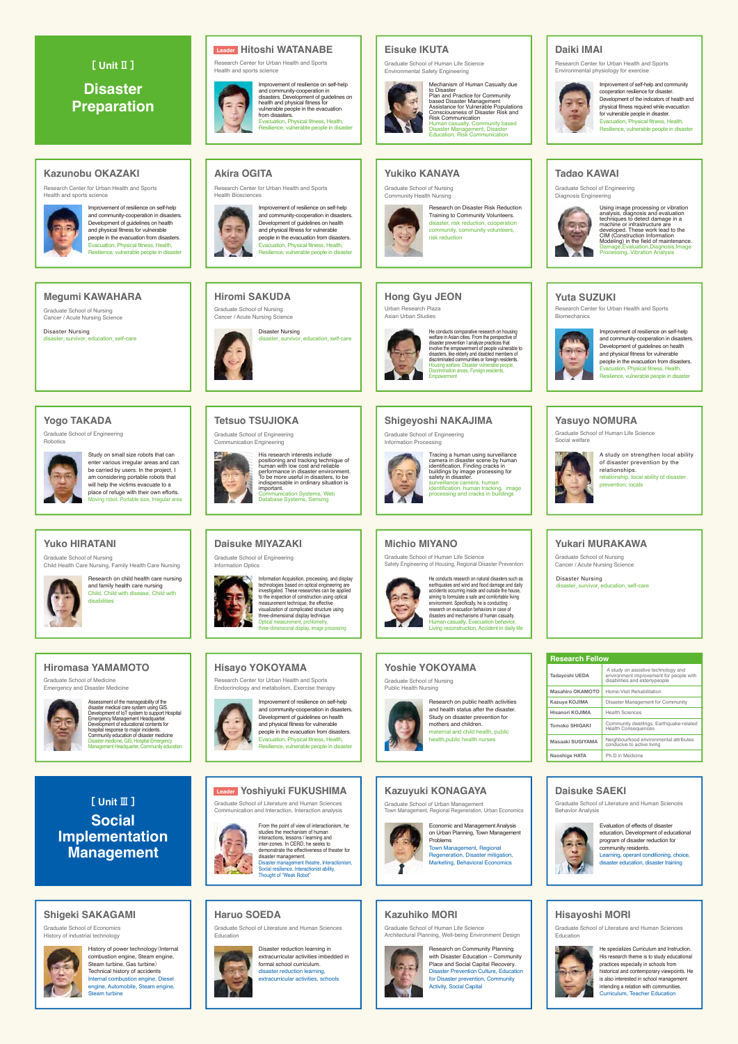## [ Unit Ⅱ ] Disaster Preparation

### Leader Hitoshi WATANABE

Research Center for Urban Health and Sports
Health and sports science

Improvement of resilience on self-help and community-cooperation in disasters. Development of guidelines on health and physical fitness for vulnerable people in the evacuation from disasters.
Evacuation, Physical fitness, Health, Resilience, vulnerable people in disaster

### Eisuke IKUTA

Graduate School of Human Life Science
Environmental Safety Engineering

Mechanism of Human Casualty due to Disaster
Plan and Practice for Community based Disaster Management
Assistance for Vulnerable Populations
Consciousness of Disaster Risk and Risk Communication
Human casualty, Community based Disaster Management, Disaster Education, Risk Communication

### Daiki IMAI

Research Center for Urban Health and Sports
Environmental physiology for exercise

Improvement of self-help and community cooperation resilience for disaster.
Development of the indicators of health and physical fitness required while evacuation for vulnerable people in disaster.
Evacuation, Physical fitness, Health, Resilience, vulnerable people in disaster

### Kazunobu OKAZAKI

Research Center for Urban Health and Sports
Health and sports science

Improvement of resilience on self-help and community-cooperation in disasters. Development of guidelines on health and physical fitness for vulnerable people in the evacuation from disasters.
Evacuation, Physical fitness, Health, Resilience, vulnerable people in disaster

### Akira OGITA

Research Center for Urban Health and Sports
Health Biosciences

Improvement of resilience on self-help and community-cooperation in disasters. Development of guidelines on health and physical fitness for vulnerable people in the evacuation from disasters.
Evacuation, Physical fitness, Health, Resilience, vulnerable people in disaster

### Yukiko KANAYA

Graduate School of Nursing
Community Health Nursing

Research on Disaster Risk Reduction Training to Community Volunteers.
disaster, risk reduction, cooperation community, community volunteers, risk reduction

### Tadao KAWAI

Graduate School of Engineering
Diagnosis Engineering

Using image processing or vibration analysis, diagnosis and evaluation techniques to detect damage in a machine or infrastructure are developed. These work lead to the CIM (Construction Information Modeling) in the field of maintenance.
Damage, Evaluation, Diagnosis, Image Processing, Vibration Analysis

### Megumi KAWAHARA

Graduate School of Nursing
Cancer / Acute Nursing Science

Disaster Nursing
disaster, survivor, education, self-care

### Hiromi SAKUDA

Graduate School of Nursing
Cancer / Acute Nursing Science

Disaster Nursing
disaster, survivor, education, self-care

### Hong Gyu JEON

Urban Research Plaza
Asian Urban Studies

He conducts comparative research on housing welfare in Asian cities. From the perspective of disaster prevention I analyze practices that involve the empowerment of people vulnerable to disasters, like elderly and disabled members of discriminated communities or foreign residents.
Housing welfare, Disaster vulnerable people, Discrimination areas, Foreign residents, Empowerment

### Yuta SUZUKI

Research Center for Urban Health and Sports
Biomechanics

Improvement of resilience on self-help and community-cooperation in disasters. Development of guidelines on health and physical fitness for vulnerable people in the evacuation from disasters.
Evacuation, Physical fitness, Health, Resilience, vulnerable people in disaster

### Yogo TAKADA

Graduate School of Engineering
Robotics

Study on small size robots that can enter various irregular areas and can be carried by users. In the project, I am considering portable robots that will help the victims evacuate to a place of refuge with their own efforts.
Moving robot, Portable size, Irregular area

### Tetsuo TSUJIOKA

Graduate School of Engineering
Communication Engineering

His research interests include positioning and tracking technique of human with low cost and reliable performance in disaster environment. To be more useful in disasters, to be indispensable in ordinary situation is important.
Communication Systems, Web Database Systems, Sensing

### Shigeyoshi NAKAJIMA

Graduate School of Engineering
Information Processing

Tracing a human using surveillance camera in disaster scene by human identification. Finding cracks in buildings by image processing for safety in disaster.
surveillance camera, human identification, human tracking, image processing and cracks in buildings

### Yasuyo NOMURA

Graduate School of Human Life Science
Social welfare

A study on strengthen local ability of disaster prevention by the relationships.
relationship, local ability of disaster prevention, locals

### Yuko HIRATANI

Graduate School of Nursing
Child Health Care Nursing, Family Health Care Nursing

Research on child health care nursing and family health care nursing
Child, Child with disease, Child with disabilities

### Daisuke MIYAZAKI

Graduate School of Engineering
Information Optics

Information Acquisition, processing, and display technologies based on optical engineering are investigated. These researches can be applied to the inspection of construction using optical measurement technique, the effective visualization of complicated structure using three-dimensional display technique.
Optical measurement, profilometry, three-dimensional display, image processing

### Michio MIYANO

Graduate School of Human Life Science
Safety Engineering of Housing, Regional Disaster Prevention

He conducts research on natural disasters such as earthquakes and wind and flood damage and daily accidents occurring inside and outside the house, aiming to formulate a safe and comfortable living environment. Specifically, he is conducting research on evacuation behaviors in case of disasters and mechanisms of human casualty.
Human casualty, Evacuation behavior, Living reconstruction, Accident in daily life

### Yukari MURAKAWA

Graduate School of Nursing
Cancer / Acute Nursing Science

Disaster Nursing
disaster, survivor, education, self-care

### Hiromasa YAMAMOTO

Graduate School of Medicine
Emergency and Disaster Medicine

Assessment of the manageability of the disaster medical care system using GIS.
Development of IoT system to support Hospital Emergency Management Headquarter.
Development of educational contents for hospital response to major incidents.
Community education of disaster medicine
Disaster medicine, GIS, Hospital Emergency Management Headquarter, Community education

### Hisayo YOKOYAMA

Research Center for Urban Health and Sports
Endocrinology and metabolism, Exercise therapy

Improvement of resilience on self-help and community-cooperation in disasters. Development of guidelines on health and physical fitness for vulnerable people in the evacuation from disasters.
Evacuation, Physical fitness, Health, Resilience, vulnerable people in disaster

### Yoshie YOKOYAMA

Graduate School of Nursing
Public Health Nursing

Research on public health activities and health status after the disaster
Study on disaster prevention for mothers and children.
maternal and child health, public health, public health nurses

### Research Fellow

| Name | Field |
|---|---|
| Tadayoshi UEDA | A study on assistive technology and environment improvement for people with disabilities and elderlypeople |
| Masahiro OKAMOTO | Home-Visit Rehabilitation |
| Kazuya KOJIMA | Disaster Management for Community |
| Hisanori KOJIMA | Health Sciences |
| Tomoko SHIGAKI | Community dwellings, Earthquake-related Health Consequences |
| Masaaki SUGIYAMA | Neighbourhood environmental attributes conducive to active living |
| Naoshige HATA | Ph.D in Medicine |

## [ Unit Ⅲ ] Social Implementation Management

### Leader Yoshiyuki FUKUSHIMA

Graduate School of Literature and Human Sciences
Communication and Interaction, Interaction analysis

From the point of view of interactionism, he studies the mechanism of human interactions, lessons / learning and inter-zones. In CERD, he seeks to demonstrate the effectiveness of theater for disaster management.
Disaster management theatre, Interactionism, Social resilience, Interactionist ability, Thought of "Weak Robot"

### Kazuyuki KONAGAYA

Graduate School of Urban Management
Town Management, Regional Regeneration, Urban Economics

Economic and Management Analysis on Urban Planning, Town Management Problems
Town Management, Regional Regeneration, Disaster mitigation, Marketing, Behavioral Economics

### Daisuke SAEKI

Graduate School of Literature and Human Sciences
Behavior Analysis

Evaluation of effects of disaster education, Development of educational program of disaster reduction for community residents.
Learning, operant conditioning, choice, disaster education, disaster training

### Shigeki SAKAGAMI

Graduate School of Economics
History of industrial technology

History of power technology (Internal combustion engine, Steam engine, Steam turbine, Gas turbine)
Technical history of accidents
Internal combustion engine, Diesel engine, Automobile, Steam engine, Steam turbine

### Haruo SOEDA

Graduate School of Literature and Human Sciences
Education

Disaster reduction learning in extracurricular activities imbedded in formal school curriculum.
disaster reduction learning, extracurricular activities, schools

### Kazuhiko MORI

Graduate School of Human Life Science
Architectural Planning, Well-being Environment Design

Research on Community Planning with Disaster Education – Community Place and Social Capital Recovery.
Disaster Prevention Culture, Education for Disaster prevention, Community Activity, Social Capital

### Hisayoshi MORI

Graduate School of Literature and Human Sciences
Education

He specializes Curriculum and Instruction. His research theme is to study educational practices especially in schools from historical and contemporary viewpoints. He is also interested in school management intending a relation with communities.
Curriculum, Teacher Education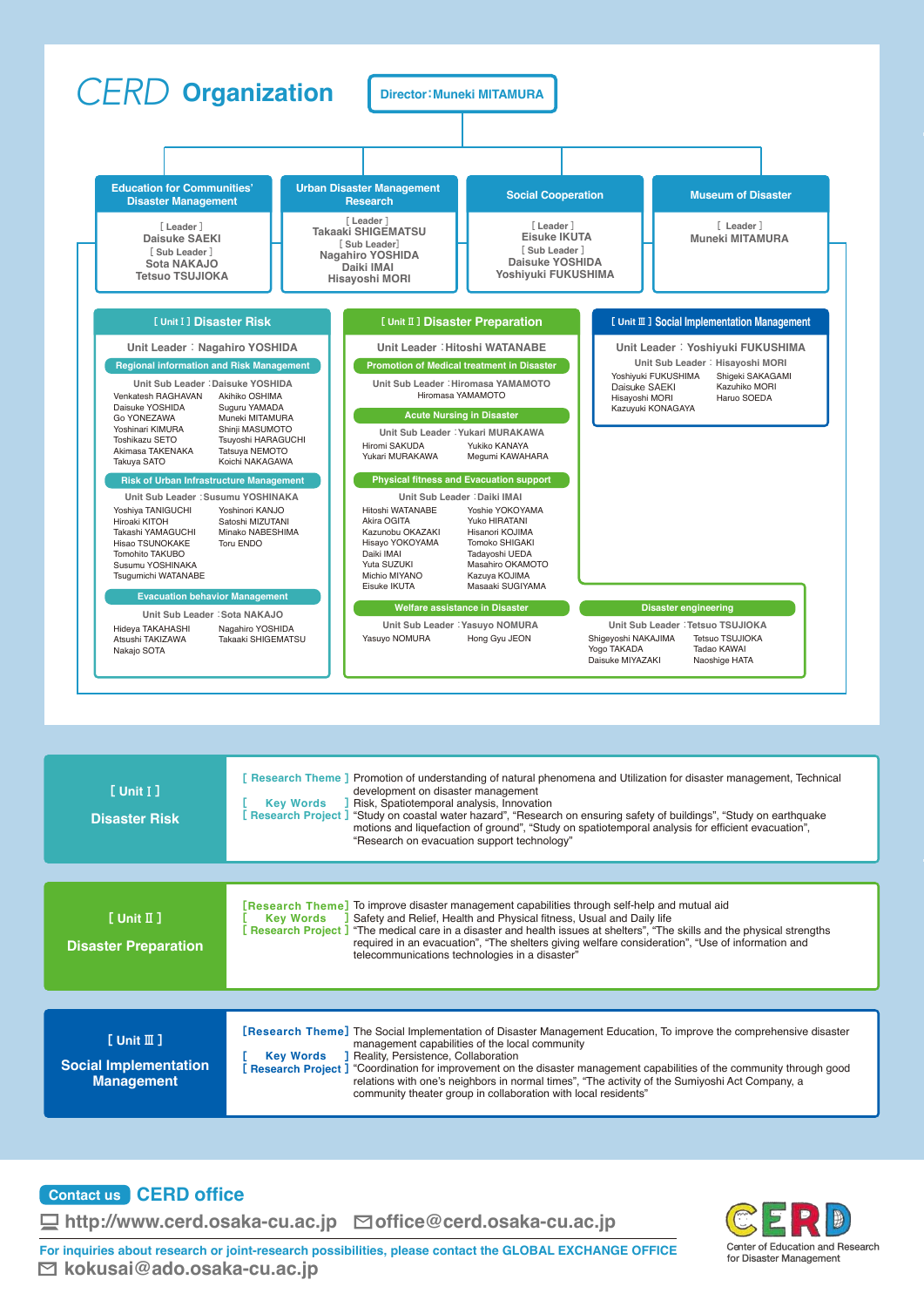# CERD Organization

**Director：Muneki MITAMURA**

## Education for Communities' Disaster Management

[ Leader ]
Daisuke SAEKI
[ Sub Leader ]
Sota NAKAJO
Tetsuo TSUJIOKA

## Urban Disaster Management Research

[ Leader ]
Takaaki SHIGEMATSU
[ Sub Leader]
Nagahiro YOSHIDA
Daiki IMAI
Hisayoshi MORI

## Social Cooperation

[ Leader ]
Eisuke IKUTA
[ Sub Leader ]
Daisuke YOSHIDA
Yoshiyuki FUKUSHIMA

## Museum of Disaster

[ Leader ]
Muneki MITAMURA

## [ Unit Ⅰ ] Disaster Risk

Unit Leader：Nagahiro YOSHIDA

### Regional information and Risk Management

Unit Sub Leader：Daisuke YOSHIDA

Venkatesh RAGHAVAN, Daisuke YOSHIDA, Go YONEZAWA, Yoshinari KIMURA, Toshikazu SETO, Akimasa TAKENAKA, Takuya SATO, Akihiko OSHIMA, Suguru YAMADA, Muneki MITAMURA, Shinji MASUMOTO, Tsuyoshi HARAGUCHI, Tatsuya NEMOTO, Koichi NAKAGAWA

### Risk of Urban Infrastructure Management

Unit Sub Leader：Susumu YOSHINAKA

Yoshiya TANIGUCHI, Hiroaki KITOH, Takashi YAMAGUCHI, Hisao TSUNOKAKE, Tomohito TAKUBO, Susumu YOSHINAKA, Tsugumichi WATANABE, Yoshinori KANJO, Satoshi MIZUTANI, Minako NABESHIMA, Toru ENDO

### Evacuation behavior Management

Unit Sub Leader：Sota NAKAJO

Hideya TAKAHASHI, Atsushi TAKIZAWA, Nakajo SOTA, Nagahiro YOSHIDA, Takaaki SHIGEMATSU

## [ Unit Ⅱ ] Disaster Preparation

Unit Leader：Hitoshi WATANABE

### Promotion of Medical treatment in Disaster

Unit Sub Leader：Hiromasa YAMAMOTO

Hiromasa YAMAMOTO

### Acute Nursing in Disaster

Unit Sub Leader：Yukari MURAKAWA

Hiromi SAKUDA, Yukari MURAKAWA, Yukiko KANAYA, Megumi KAWAHARA

### Physical fitness and Evacuation support

Unit Sub Leader：Daiki IMAI

Hitoshi WATANABE, Akira OGITA, Kazunobu OKAZAKI, Hisayo YOKOYAMA, Daiki IMAI, Yuta SUZUKI, Michio MIYANO, Eisuke IKUTA, Yoshie YOKOYAMA, Yuko HIRATANI, Hisanori KOJIMA, Tomoko SHIGAKI, Tadayoshi UEDA, Masahiro OKAMOTO, Kazuya KOJIMA, Masaaki SUGIYAMA

### Welfare assistance in Disaster

Unit Sub Leader：Yasuyo NOMURA

Yasuyo NOMURA, Hong Gyu JEON

## [ Unit Ⅲ ] Social Implementation Management

Unit Leader：Yoshiyuki FUKUSHIMA

Unit Sub Leader：Hisayoshi MORI

Yoshiyuki FUKUSHIMA, Daisuke SAEKI, Hisayoshi MORI, Kazuyuki KONAGAYA, Shigeki SAKAGAMI, Kazuhiko MORI, Haruo SOEDA

### Disaster engineering

Unit Sub Leader：Tetsuo TSUJIOKA

Shigeyoshi NAKAJIMA, Yogo TAKADA, Daisuke MIYAZAKI, Tetsuo TSUJIOKA, Tadao KAWAI, Naoshige HATA

---

## [ Unit Ⅰ ] Disaster Risk

**[ Research Theme ]** Promotion of understanding of natural phenomena and Utilization for disaster management, Technical development on disaster management
**[ Key Words ]** Risk, Spatiotemporal analysis, Innovation
**[ Research Project ]** "Study on coastal water hazard", "Research on ensuring safety of buildings", "Study on earthquake motions and liquefaction of ground", "Study on spatiotemporal analysis for efficient evacuation", "Research on evacuation support technology"

## [ Unit Ⅱ ] Disaster Preparation

**[Research Theme]** To improve disaster management capabilities through self-help and mutual aid
**[ Key Words ]** Safety and Relief, Health and Physical fitness, Usual and Daily life
**[ Research Project ]** "The medical care in a disaster and health issues at shelters", "The skills and the physical strengths required in an evacuation", "The shelters giving welfare consideration", "Use of information and telecommunications technologies in a disaster"

## [ Unit Ⅲ ] Social Implementation Management

**[Research Theme]** The Social Implementation of Disaster Management Education, To improve the comprehensive disaster management capabilities of the local community
**[ Key Words ]** Reality, Persistence, Collaboration
**[ Research Project ]** "Coordination for improvement on the disaster management capabilities of the community through good relations with one's neighbors in normal times", "The activity of the Sumiyoshi Act Company, a community theater group in collaboration with local residents"

---

**Contact us** CERD office

http://www.cerd.osaka-cu.ac.jp office@cerd.osaka-cu.ac.jp

For inquiries about research or joint-research possibilities, please contact the GLOBAL EXCHANGE OFFICE
kokusai@ado.osaka-cu.ac.jp

CERD
Center of Education and Research for Disaster Management